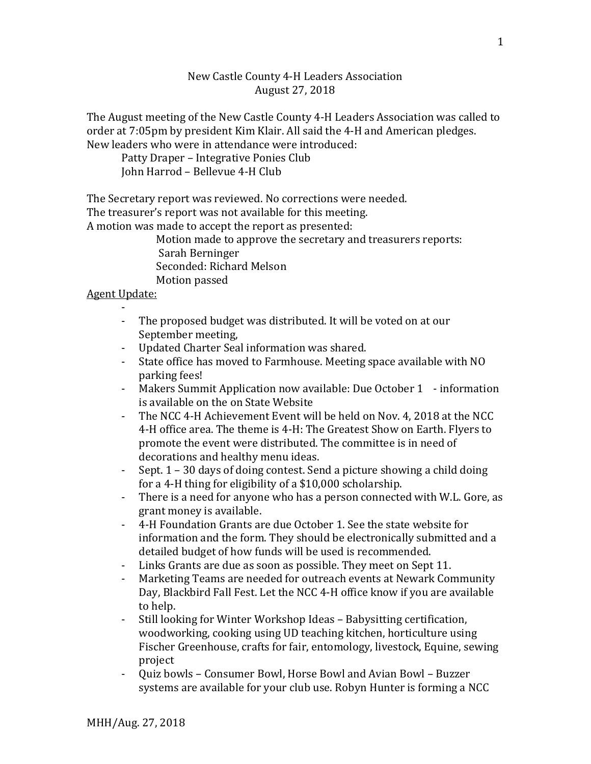New Castle County 4-H Leaders Association
August 27, 2018

The August meeting of the New Castle County 4-H Leaders Association was called to order at 7:05pm by president Kim Klair. All said the 4-H and American pledges.
New leaders who were in attendance were introduced:

Patty Draper – Integrative Ponies Club
John Harrod – Bellevue 4-H Club

The Secretary report was reviewed. No corrections were needed.
The treasurer's report was not available for this meeting.
A motion was made to accept the report as presented:

Motion made to approve the secretary and treasurers reports: Sarah Berninger
Seconded: Richard Melson
Motion passed

Agent Update:

-
- The proposed budget was distributed. It will be voted on at our September meeting,
- Updated Charter Seal information was shared.
- State office has moved to Farmhouse. Meeting space available with NO parking fees!
- Makers Summit Application now available: Due October 1 - information is available on the on State Website
- The NCC 4-H Achievement Event will be held on Nov. 4, 2018 at the NCC 4-H office area. The theme is 4-H: The Greatest Show on Earth. Flyers to promote the event were distributed. The committee is in need of decorations and healthy menu ideas.
- Sept. 1 – 30 days of doing contest. Send a picture showing a child doing for a 4-H thing for eligibility of a $10,000 scholarship.
- There is a need for anyone who has a person connected with W.L. Gore, as grant money is available.
- 4-H Foundation Grants are due October 1. See the state website for information and the form. They should be electronically submitted and a detailed budget of how funds will be used is recommended.
- Links Grants are due as soon as possible. They meet on Sept 11.
- Marketing Teams are needed for outreach events at Newark Community Day, Blackbird Fall Fest. Let the NCC 4-H office know if you are available to help.
- Still looking for Winter Workshop Ideas – Babysitting certification, woodworking, cooking using UD teaching kitchen, horticulture using Fischer Greenhouse, crafts for fair, entomology, livestock, Equine, sewing project
- Quiz bowls – Consumer Bowl, Horse Bowl and Avian Bowl – Buzzer systems are available for your club use. Robyn Hunter is forming a NCC

MHH/Aug. 27, 2018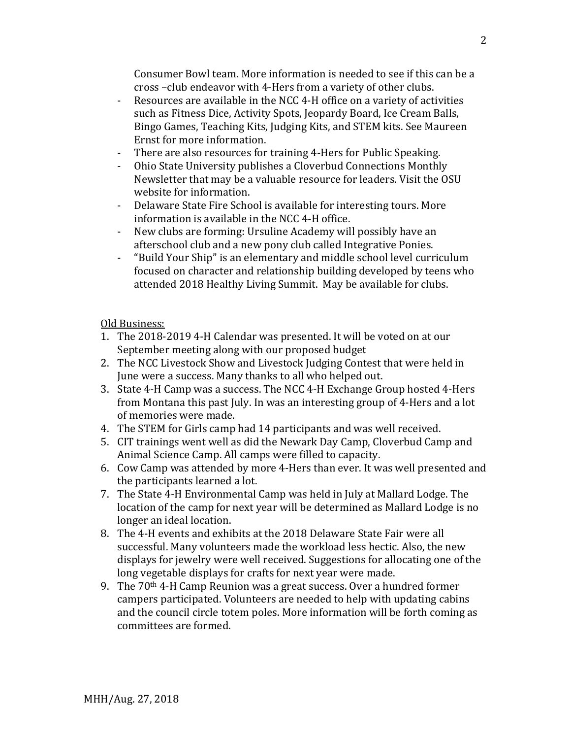Consumer Bowl team. More information is needed to see if this can be a cross –club endeavor with 4-Hers from a variety of other clubs.

- Resources are available in the NCC 4-H office on a variety of activities such as Fitness Dice, Activity Spots, Jeopardy Board, Ice Cream Balls, Bingo Games, Teaching Kits, Judging Kits, and STEM kits. See Maureen Ernst for more information.
- There are also resources for training 4-Hers for Public Speaking.
- Ohio State University publishes a Cloverbud Connections Monthly Newsletter that may be a valuable resource for leaders. Visit the OSU website for information.
- Delaware State Fire School is available for interesting tours. More information is available in the NCC 4-H office.
- New clubs are forming: Ursuline Academy will possibly have an afterschool club and a new pony club called Integrative Ponies.
- "Build Your Ship" is an elementary and middle school level curriculum focused on character and relationship building developed by teens who attended 2018 Healthy Living Summit. May be available for clubs.

<u>Old Business:</u>

1. The 2018-2019 4-H Calendar was presented. It will be voted on at our September meeting along with our proposed budget
2. The NCC Livestock Show and Livestock Judging Contest that were held in June were a success. Many thanks to all who helped out.
3. State 4-H Camp was a success. The NCC 4-H Exchange Group hosted 4-Hers from Montana this past July. In was an interesting group of 4-Hers and a lot of memories were made.
4. The STEM for Girls camp had 14 participants and was well received.
5. CIT trainings went well as did the Newark Day Camp, Cloverbud Camp and Animal Science Camp. All camps were filled to capacity.
6. Cow Camp was attended by more 4-Hers than ever. It was well presented and the participants learned a lot.
7. The State 4-H Environmental Camp was held in July at Mallard Lodge. The location of the camp for next year will be determined as Mallard Lodge is no longer an ideal location.
8. The 4-H events and exhibits at the 2018 Delaware State Fair were all successful. Many volunteers made the workload less hectic. Also, the new displays for jewelry were well received. Suggestions for allocating one of the long vegetable displays for crafts for next year were made.
9. The 70th 4-H Camp Reunion was a great success. Over a hundred former campers participated. Volunteers are needed to help with updating cabins and the council circle totem poles. More information will be forth coming as committees are formed.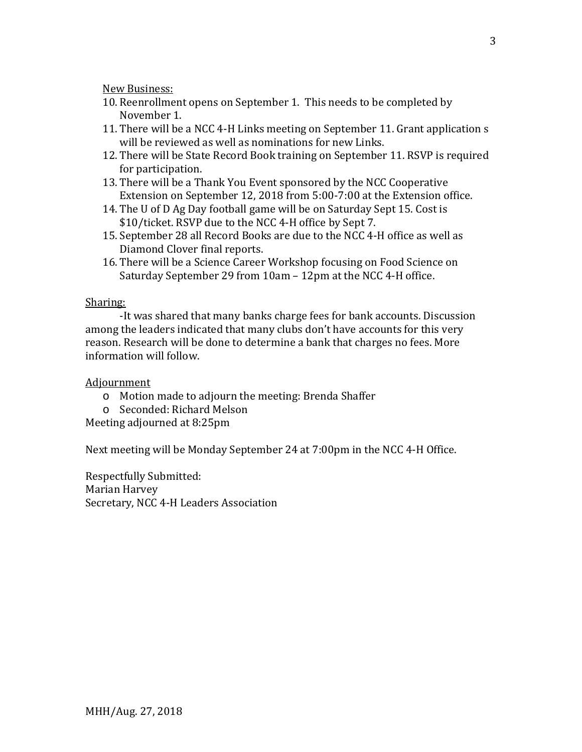New Business:

10. Reenrollment opens on September 1. This needs to be completed by November 1.
11. There will be a NCC 4-H Links meeting on September 11. Grant application s will be reviewed as well as nominations for new Links.
12. There will be State Record Book training on September 11. RSVP is required for participation.
13. There will be a Thank You Event sponsored by the NCC Cooperative Extension on September 12, 2018 from 5:00-7:00 at the Extension office.
14. The U of D Ag Day football game will be on Saturday Sept 15. Cost is $10/ticket. RSVP due to the NCC 4-H office by Sept 7.
15. September 28 all Record Books are due to the NCC 4-H office as well as Diamond Clover final reports.
16. There will be a Science Career Workshop focusing on Food Science on Saturday September 29 from 10am – 12pm at the NCC 4-H office.

Sharing:

-It was shared that many banks charge fees for bank accounts. Discussion among the leaders indicated that many clubs don't have accounts for this very reason. Research will be done to determine a bank that charges no fees. More information will follow.

Adjournment

- Motion made to adjourn the meeting: Brenda Shaffer
- Seconded: Richard Melson

Meeting adjourned at 8:25pm

Next meeting will be Monday September 24 at 7:00pm in the NCC 4-H Office.

Respectfully Submitted:
Marian Harvey
Secretary, NCC 4-H Leaders Association

MHH/Aug. 27, 2018